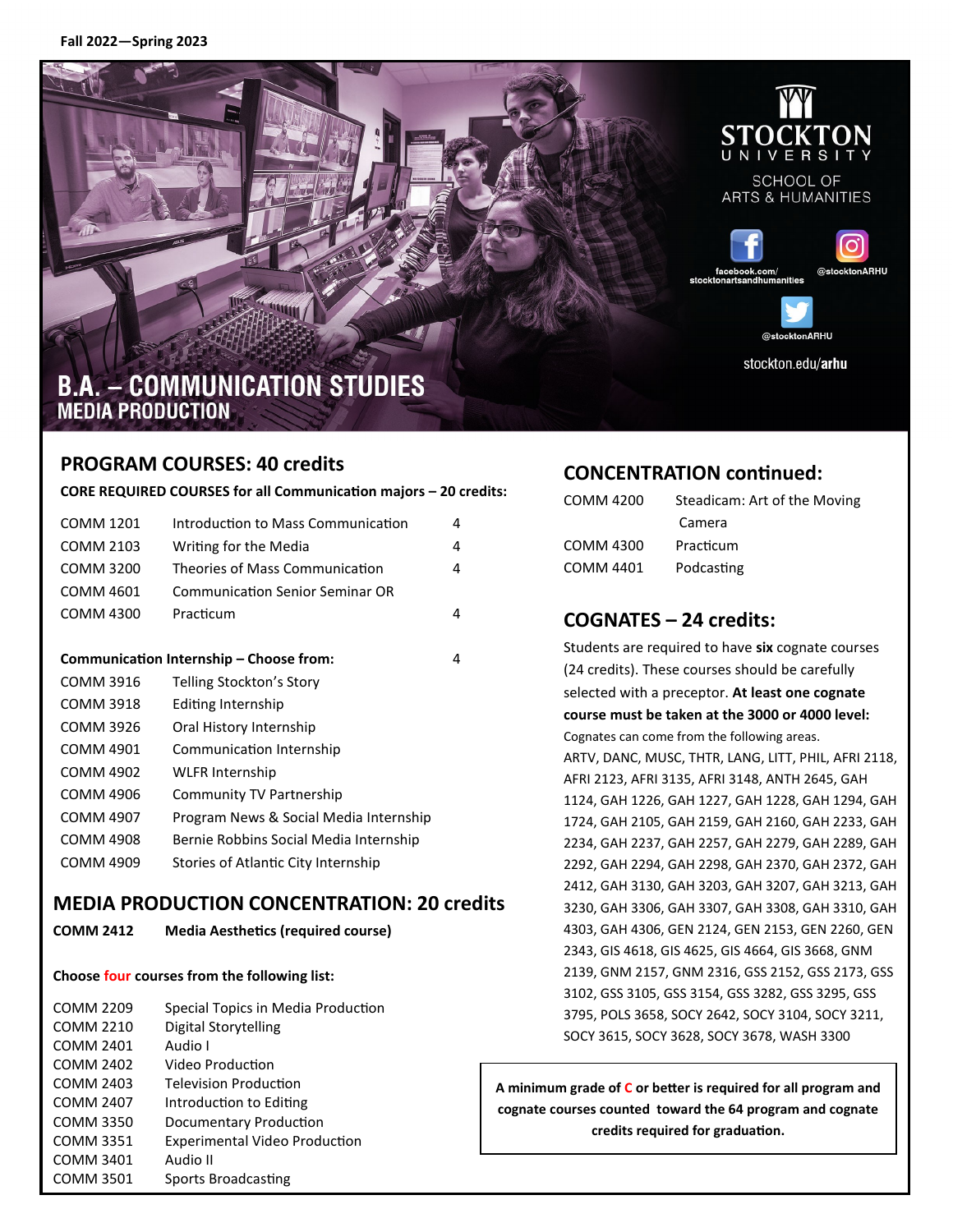Fall 2022—Spring 2023

STOCKTON UNIVERSITY
SCHOOL OF ARTS & HUMANITIES

facebook.com/stocktonartsandhumanities
@stocktonARHU
@stocktonARHU
stockton.edu/arhu

# B.A. – COMMUNICATION STUDIES
## MEDIA PRODUCTION

## PROGRAM COURSES: 40 credits

**CORE REQUIRED COURSES for all Communication majors – 20 credits:**

| | | |
|---|---|---|
| COMM 1201 | Introduction to Mass Communication | 4 |
| COMM 2103 | Writing for the Media | 4 |
| COMM 3200 | Theories of Mass Communication | 4 |
| COMM 4601 | Communication Senior Seminar OR | |
| COMM 4300 | Practicum | 4 |

**Communication Internship – Choose from:** 4

| | |
|---|---|
| COMM 3916 | Telling Stockton's Story |
| COMM 3918 | Editing Internship |
| COMM 3926 | Oral History Internship |
| COMM 4901 | Communication Internship |
| COMM 4902 | WLFR Internship |
| COMM 4906 | Community TV Partnership |
| COMM 4907 | Program News & Social Media Internship |
| COMM 4908 | Bernie Robbins Social Media Internship |
| COMM 4909 | Stories of Atlantic City Internship |

## MEDIA PRODUCTION CONCENTRATION: 20 credits

**COMM 2412 Media Aesthetics (required course)**

**Choose four courses from the following list:**

| | |
|---|---|
| COMM 2209 | Special Topics in Media Production |
| COMM 2210 | Digital Storytelling |
| COMM 2401 | Audio I |
| COMM 2402 | Video Production |
| COMM 2403 | Television Production |
| COMM 2407 | Introduction to Editing |
| COMM 3350 | Documentary Production |
| COMM 3351 | Experimental Video Production |
| COMM 3401 | Audio II |
| COMM 3501 | Sports Broadcasting |

## CONCENTRATION continued:

| | |
|---|---|
| COMM 4200 | Steadicam: Art of the Moving Camera |
| COMM 4300 | Practicum |
| COMM 4401 | Podcasting |

## COGNATES – 24 credits:

Students are required to have **six** cognate courses (24 credits). These courses should be carefully selected with a preceptor. **At least one cognate course must be taken at the 3000 or 4000 level:**

Cognates can come from the following areas.

ARTV, DANC, MUSC, THTR, LANG, LITT, PHIL, AFRI 2118, AFRI 2123, AFRI 3135, AFRI 3148, ANTH 2645, GAH 1124, GAH 1226, GAH 1227, GAH 1228, GAH 1294, GAH 1724, GAH 2105, GAH 2159, GAH 2160, GAH 2233, GAH 2234, GAH 2237, GAH 2257, GAH 2279, GAH 2289, GAH 2292, GAH 2294, GAH 2298, GAH 2370, GAH 2372, GAH 2412, GAH 3130, GAH 3203, GAH 3207, GAH 3213, GAH 3230, GAH 3306, GAH 3307, GAH 3308, GAH 3310, GAH 4303, GAH 4306, GEN 2124, GEN 2153, GEN 2260, GEN 2343, GIS 4618, GIS 4625, GIS 4664, GIS 3668, GNM 2139, GNM 2157, GNM 2316, GSS 2152, GSS 2173, GSS 3102, GSS 3105, GSS 3154, GSS 3282, GSS 3295, GSS 3795, POLS 3658, SOCY 2642, SOCY 3104, SOCY 3211, SOCY 3615, SOCY 3628, SOCY 3678, WASH 3300

**A minimum grade of C or better is required for all program and cognate courses counted toward the 64 program and cognate credits required for graduation.**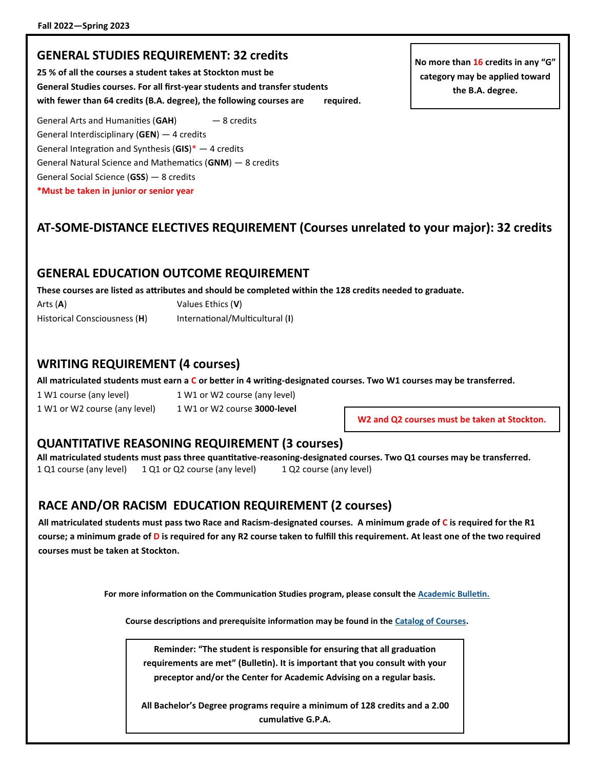Fall 2022—Spring 2023

## GENERAL STUDIES REQUIREMENT: 32 credits

**25 % of all the courses a student takes at Stockton must be General Studies courses. For all first-year students and transfer students with fewer than 64 credits (B.A. degree), the following courses are required.**

**No more than 16 credits in any "G" category may be applied toward the B.A. degree.**

General Arts and Humanities (**GAH**) — 8 credits
General Interdisciplinary (**GEN**) — 4 credits
General Integration and Synthesis (**GIS**)* — 4 credits
General Natural Science and Mathematics (**GNM**) — 8 credits
General Social Science (**GSS**) — 8 credits
**\*Must be taken in junior or senior year**

## AT-SOME-DISTANCE ELECTIVES REQUIREMENT (Courses unrelated to your major): 32 credits

## GENERAL EDUCATION OUTCOME REQUIREMENT

**These courses are listed as attributes and should be completed within the 128 credits needed to graduate.**

| | |
|---|---|
| Arts (**A**) | Values Ethics (**V**) |
| Historical Consciousness (**H**) | International/Multicultural (**I**) |

## WRITING REQUIREMENT (4 courses)

**All matriculated students must earn a C or better in 4 writing-designated courses. Two W1 courses may be transferred.**

| | |
|---|---|
| 1 W1 course (any level) | 1 W1 or W2 course (any level) |
| 1 W1 or W2 course (any level) | 1 W1 or W2 course **3000-level** |

**W2 and Q2 courses must be taken at Stockton.**

## QUANTITATIVE REASONING REQUIREMENT (3 courses)

**All matriculated students must pass three quantitative-reasoning-designated courses. Two Q1 courses may be transferred.**

1 Q1 course (any level) 1 Q1 or Q2 course (any level) 1 Q2 course (any level)

## RACE AND/OR RACISM EDUCATION REQUIREMENT (2 courses)

**All matriculated students must pass two Race and Racism-designated courses. A minimum grade of C is required for the R1 course; a minimum grade of D is required for any R2 course taken to fulfill this requirement. At least one of the two required courses must be taken at Stockton.**

**For more information on the Communication Studies program, please consult the Academic Bulletin.**

**Course descriptions and prerequisite information may be found in the Catalog of Courses.**

**Reminder: "The student is responsible for ensuring that all graduation requirements are met" (Bulletin). It is important that you consult with your preceptor and/or the Center for Academic Advising on a regular basis.**

**All Bachelor's Degree programs require a minimum of 128 credits and a 2.00 cumulative G.P.A.**